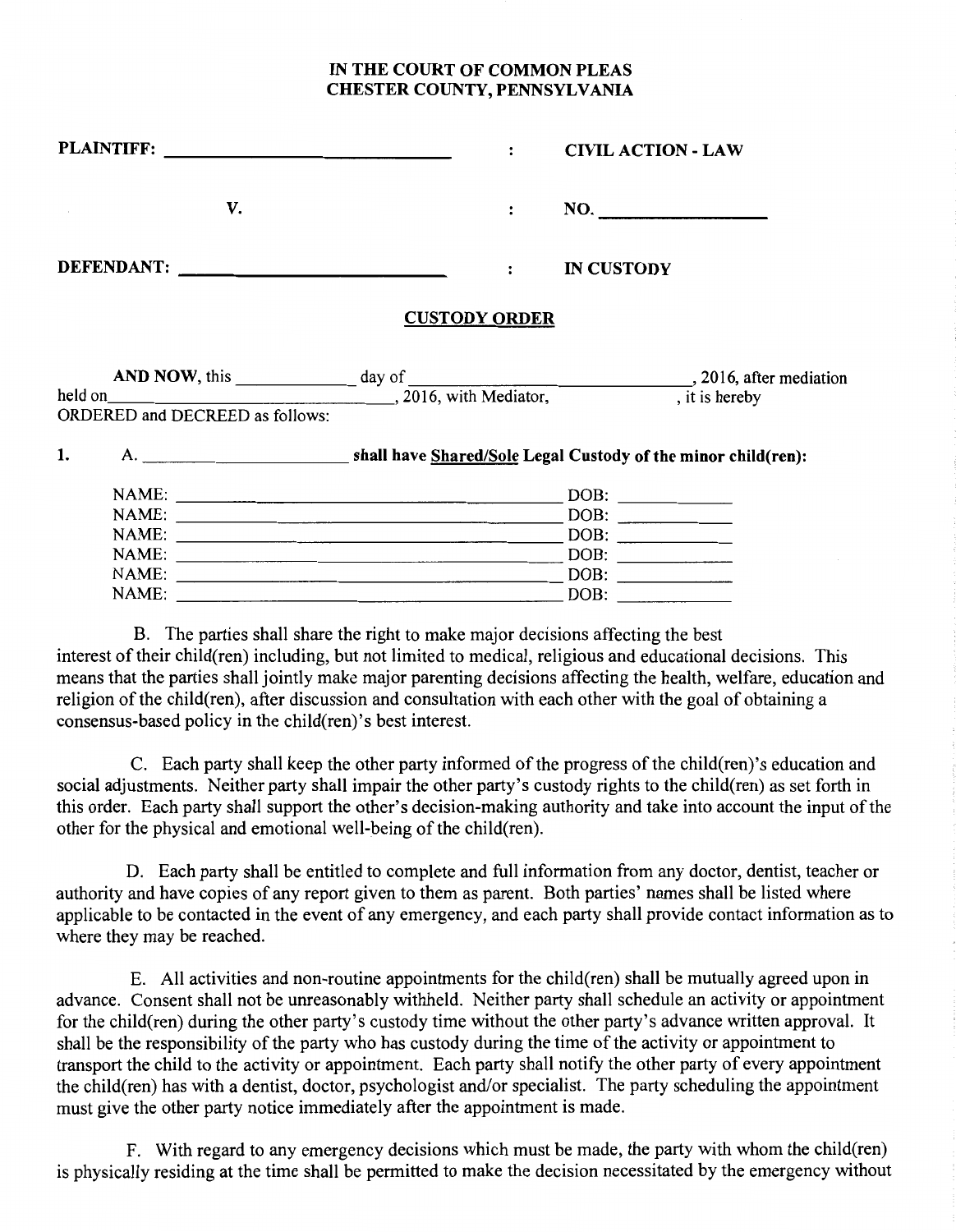**IN THE COURT OF COMMON PLEAS**
**CHESTER COUNTY, PENNSYLVANIA**

| | | |
|---|---|---|
| **PLAINTIFF:** ______________________ | : | **CIVIL ACTION - LAW** |
| **V.** | : | **NO.** ______________ |
| **DEFENDANT:** ______________________ | : | **IN CUSTODY** |

## **CUSTODY ORDER**

**AND NOW**, this __________ day of ________________________, 2016, after mediation held on__________________________, 2016, with Mediator, , it is hereby ORDERED and DECREED as follows:

**1.** A. ______________________ **shall have Shared/Sole Legal Custody of the minor child(ren):**

NAME: ____________________________________ DOB: ___________
NAME: ____________________________________ DOB: ___________
NAME: ____________________________________ DOB: ___________
NAME: ____________________________________ DOB: ___________
NAME: ____________________________________ DOB: ___________
NAME: ____________________________________ DOB: ___________

B. The parties shall share the right to make major decisions affecting the best interest of their child(ren) including, but not limited to medical, religious and educational decisions. This means that the parties shall jointly make major parenting decisions affecting the health, welfare, education and religion of the child(ren), after discussion and consultation with each other with the goal of obtaining a consensus-based policy in the child(ren)'s best interest.

C. Each party shall keep the other party informed of the progress of the child(ren)'s education and social adjustments. Neither party shall impair the other party's custody rights to the child(ren) as set forth in this order. Each party shall support the other's decision-making authority and take into account the input of the other for the physical and emotional well-being of the child(ren).

D. Each party shall be entitled to complete and full information from any doctor, dentist, teacher or authority and have copies of any report given to them as parent. Both parties' names shall be listed where applicable to be contacted in the event of any emergency, and each party shall provide contact information as to where they may be reached.

E. All activities and non-routine appointments for the child(ren) shall be mutually agreed upon in advance. Consent shall not be unreasonably withheld. Neither party shall schedule an activity or appointment for the child(ren) during the other party's custody time without the other party's advance written approval. It shall be the responsibility of the party who has custody during the time of the activity or appointment to transport the child to the activity or appointment. Each party shall notify the other party of every appointment the child(ren) has with a dentist, doctor, psychologist and/or specialist. The party scheduling the appointment must give the other party notice immediately after the appointment is made.

F. With regard to any emergency decisions which must be made, the party with whom the child(ren) is physically residing at the time shall be permitted to make the decision necessitated by the emergency without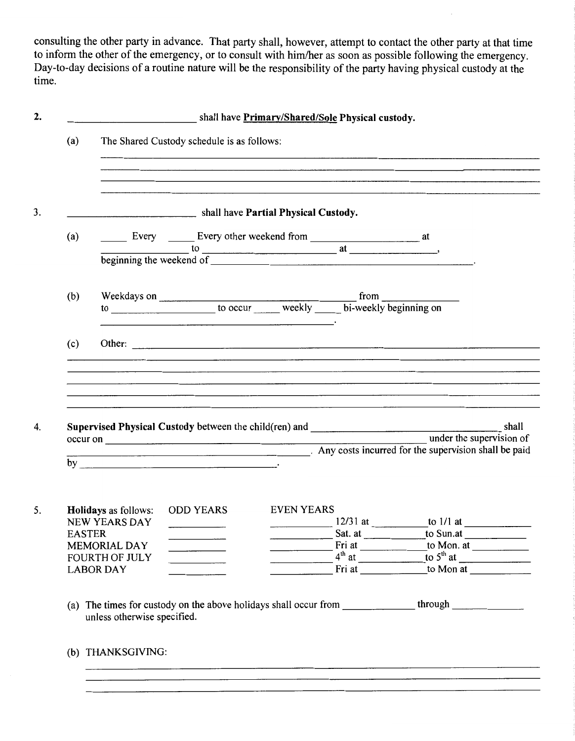consulting the other party in advance. That party shall, however, attempt to contact the other party at that time to inform the other of the emergency, or to consult with him/her as soon as possible following the emergency. Day-to-day decisions of a routine nature will be the responsibility of the party having physical custody at the time.

2. ________________________ shall have **Primary/Shared/Sole Physical custody.**

   (a) The Shared Custody schedule is as follows:

   ____________________________________________________________________________

   ____________________________________________________________________________

   ____________________________________________________________________________

3. ________________________ shall have **Partial Physical Custody.**

   (a) _____ Every _____ Every other weekend from ____________________ at ________________ to ________________________ at ________________, beginning the weekend of ____________________________________________.

   (b) Weekdays on ________________________________ from ______________ to ____________________ to occur _____ weekly _____ bi-weekly beginning on ________________________________________.

   (c) Other: ____________________________________________________________________

   ____________________________________________________________________________

   ____________________________________________________________________________

   ____________________________________________________________________________

   ____________________________________________________________________________

4. **Supervised Physical Custody** between the child(ren) and ________________________________ shall occur on ____________________________________________________ under the supervision of ____________________________________________. Any costs incurred for the supervision shall be paid by ________________________________.

5. **Holidays** as follows:

| | ODD YEARS | EVEN YEARS | | | | |
|---|---|---|---|---|---|---|
| NEW YEARS DAY | ________ | ________ | 12/31 at | ________ | to 1/1 at | ________ |
| EASTER | ________ | ________ | Sat. at | ________ | to Sun.at | ________ |
| MEMORIAL DAY | ________ | ________ | Fri at | ________ | to Mon. at | ________ |
| FOURTH OF JULY | ________ | ________ | 4th at | ________ | to 5th at | ________ |
| LABOR DAY | ________ | ________ | Fri at | ________ | to Mon at | ________ |

   (a) The times for custody on the above holidays shall occur from ____________ through ____________ unless otherwise specified.

   (b) THANKSGIVING:

   ____________________________________________________________________________

   ____________________________________________________________________________

   ____________________________________________________________________________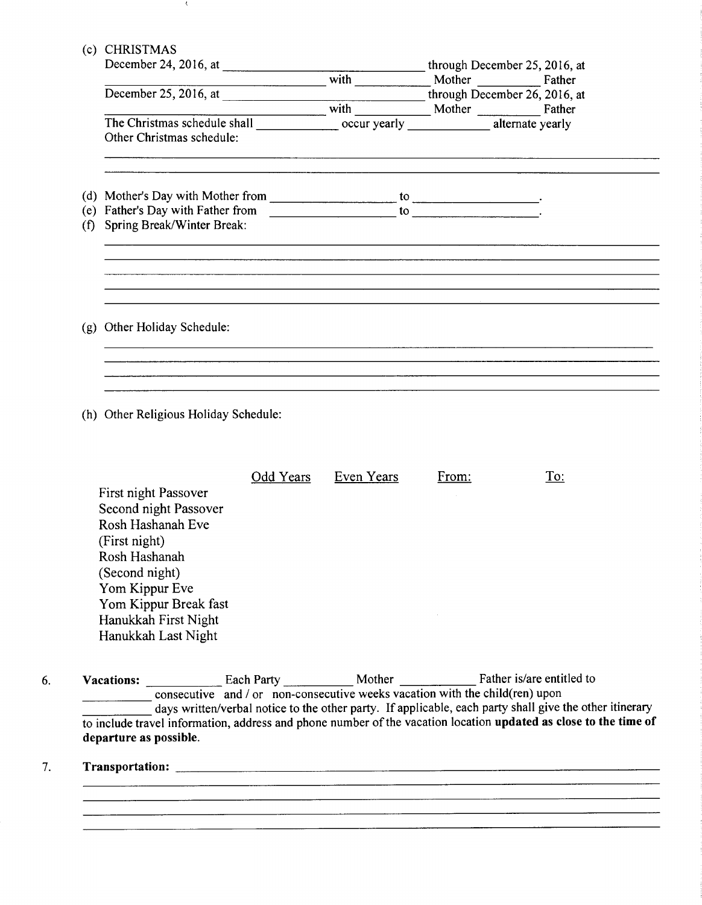(c) CHRISTMAS

December 24, 2016, at ______________________________ through December 25, 2016, at ______________________________ with __________ Mother __________ Father

December 25, 2016, at ______________________________ through December 26, 2016, at ______________________________ with __________ Mother __________ Father

The Christmas schedule shall ____________ occur yearly ____________ alternate yearly

Other Christmas schedule:

________________________________________________________________________________

________________________________________________________________________________

(d) Mother's Day with Mother from __________________ to __________________.

(e) Father's Day with Father from __________________ to __________________.

(f) Spring Break/Winter Break:

________________________________________________________________________________

________________________________________________________________________________

________________________________________________________________________________

________________________________________________________________________________

________________________________________________________________________________

(g) Other Holiday Schedule:

________________________________________________________________________________

________________________________________________________________________________

________________________________________________________________________________

________________________________________________________________________________

(h) Other Religious Holiday Schedule:

| | Odd Years | Even Years | From: | To: |
|---|---|---|---|---|
| First night Passover | | | | |
| Second night Passover | | | | |
| Rosh Hashanah Eve (First night) | | | | |
| Rosh Hashanah (Second night) | | | | |
| Yom Kippur Eve | | | | |
| Yom Kippur Break fast | | | | |
| Hanukkah First Night | | | | |
| Hanukkah Last Night | | | | |

6. **Vacations:** __________ Each Party __________ Mother __________ Father is/are entitled to __________ consecutive and / or non-consecutive weeks vacation with the child(ren) upon __________ days written/verbal notice to the other party. If applicable, each party shall give the other itinerary to include travel information, address and phone number of the vacation location **updated as close to the time of departure as possible.**

7. **Transportation:** ________________________________________________________________

________________________________________________________________________________

________________________________________________________________________________

________________________________________________________________________________

________________________________________________________________________________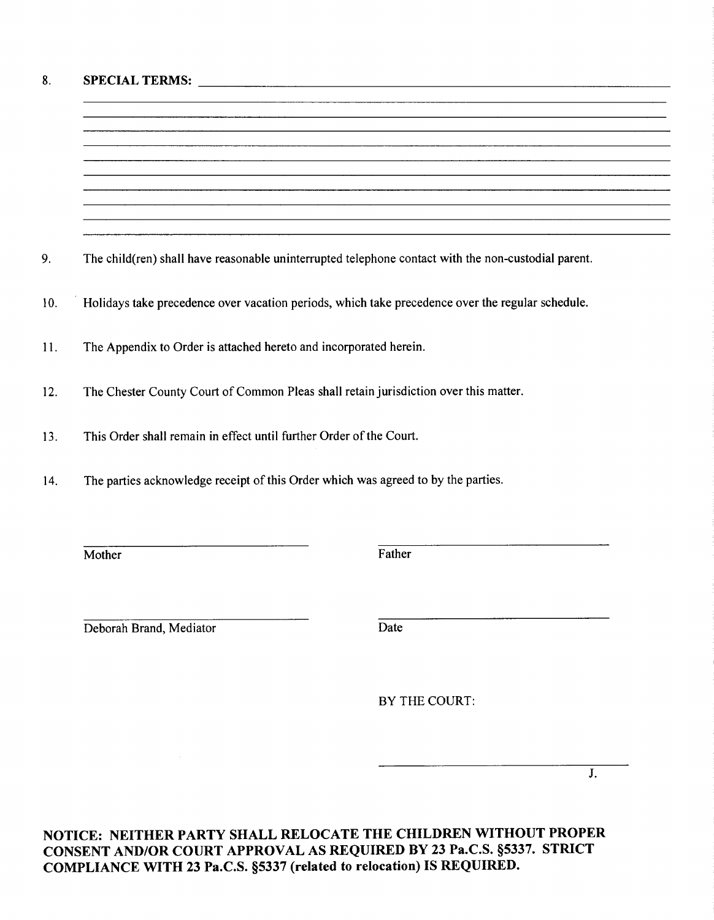8. **SPECIAL TERMS:** ______________________________________________

_______________________________________________________________

_______________________________________________________________

_______________________________________________________________

_______________________________________________________________

_______________________________________________________________

_______________________________________________________________

_______________________________________________________________

_______________________________________________________________

_______________________________________________________________

_______________________________________________________________

9. The child(ren) shall have reasonable uninterrupted telephone contact with the non-custodial parent.

10. Holidays take precedence over vacation periods, which take precedence over the regular schedule.

11. The Appendix to Order is attached hereto and incorporated herein.

12. The Chester County Court of Common Pleas shall retain jurisdiction over this matter.

13. This Order shall remain in effect until further Order of the Court.

14. The parties acknowledge receipt of this Order which was agreed to by the parties.

| | |
|---|---|
| ______________________________ | ______________________________ |
| Mother | Father |
| ______________________________ | ______________________________ |
| Deborah Brand, Mediator | Date |

BY THE COURT:

______________________________ J.

**NOTICE: NEITHER PARTY SHALL RELOCATE THE CHILDREN WITHOUT PROPER CONSENT AND/OR COURT APPROVAL AS REQUIRED BY 23 Pa.C.S. §5337. STRICT COMPLIANCE WITH 23 Pa.C.S. §5337 (related to relocation) IS REQUIRED.**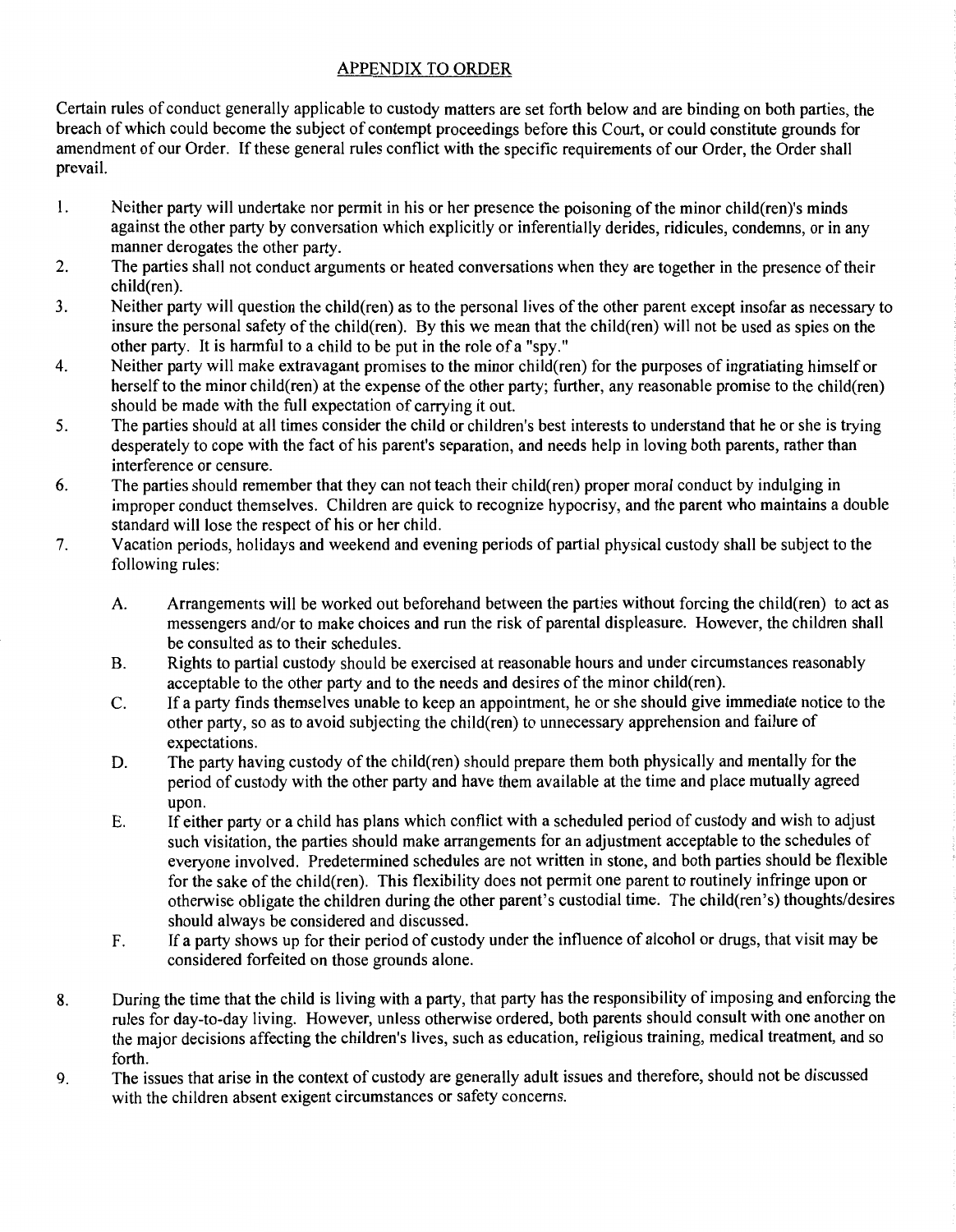## APPENDIX TO ORDER

Certain rules of conduct generally applicable to custody matters are set forth below and are binding on both parties, the breach of which could become the subject of contempt proceedings before this Court, or could constitute grounds for amendment of our Order. If these general rules conflict with the specific requirements of our Order, the Order shall prevail.

1. Neither party will undertake nor permit in his or her presence the poisoning of the minor child(ren)'s minds against the other party by conversation which explicitly or inferentially derides, ridicules, condemns, or in any manner derogates the other party.
2. The parties shall not conduct arguments or heated conversations when they are together in the presence of their child(ren).
3. Neither party will question the child(ren) as to the personal lives of the other parent except insofar as necessary to insure the personal safety of the child(ren). By this we mean that the child(ren) will not be used as spies on the other party. It is harmful to a child to be put in the role of a "spy."
4. Neither party will make extravagant promises to the minor child(ren) for the purposes of ingratiating himself or herself to the minor child(ren) at the expense of the other party; further, any reasonable promise to the child(ren) should be made with the full expectation of carrying it out.
5. The parties should at all times consider the child or children's best interests to understand that he or she is trying desperately to cope with the fact of his parent's separation, and needs help in loving both parents, rather than interference or censure.
6. The parties should remember that they can not teach their child(ren) proper moral conduct by indulging in improper conduct themselves. Children are quick to recognize hypocrisy, and the parent who maintains a double standard will lose the respect of his or her child.
7. Vacation periods, holidays and weekend and evening periods of partial physical custody shall be subject to the following rules:
   - A. Arrangements will be worked out beforehand between the parties without forcing the child(ren) to act as messengers and/or to make choices and run the risk of parental displeasure. However, the children shall be consulted as to their schedules.
   - B. Rights to partial custody should be exercised at reasonable hours and under circumstances reasonably acceptable to the other party and to the needs and desires of the minor child(ren).
   - C. If a party finds themselves unable to keep an appointment, he or she should give immediate notice to the other party, so as to avoid subjecting the child(ren) to unnecessary apprehension and failure of expectations.
   - D. The party having custody of the child(ren) should prepare them both physically and mentally for the period of custody with the other party and have them available at the time and place mutually agreed upon.
   - E. If either party or a child has plans which conflict with a scheduled period of custody and wish to adjust such visitation, the parties should make arrangements for an adjustment acceptable to the schedules of everyone involved. Predetermined schedules are not written in stone, and both parties should be flexible for the sake of the child(ren). This flexibility does not permit one parent to routinely infringe upon or otherwise obligate the children during the other parent's custodial time. The child(ren's) thoughts/desires should always be considered and discussed.
   - F. If a party shows up for their period of custody under the influence of alcohol or drugs, that visit may be considered forfeited on those grounds alone.
8. During the time that the child is living with a party, that party has the responsibility of imposing and enforcing the rules for day-to-day living. However, unless otherwise ordered, both parents should consult with one another on the major decisions affecting the children's lives, such as education, religious training, medical treatment, and so forth.
9. The issues that arise in the context of custody are generally adult issues and therefore, should not be discussed with the children absent exigent circumstances or safety concerns.